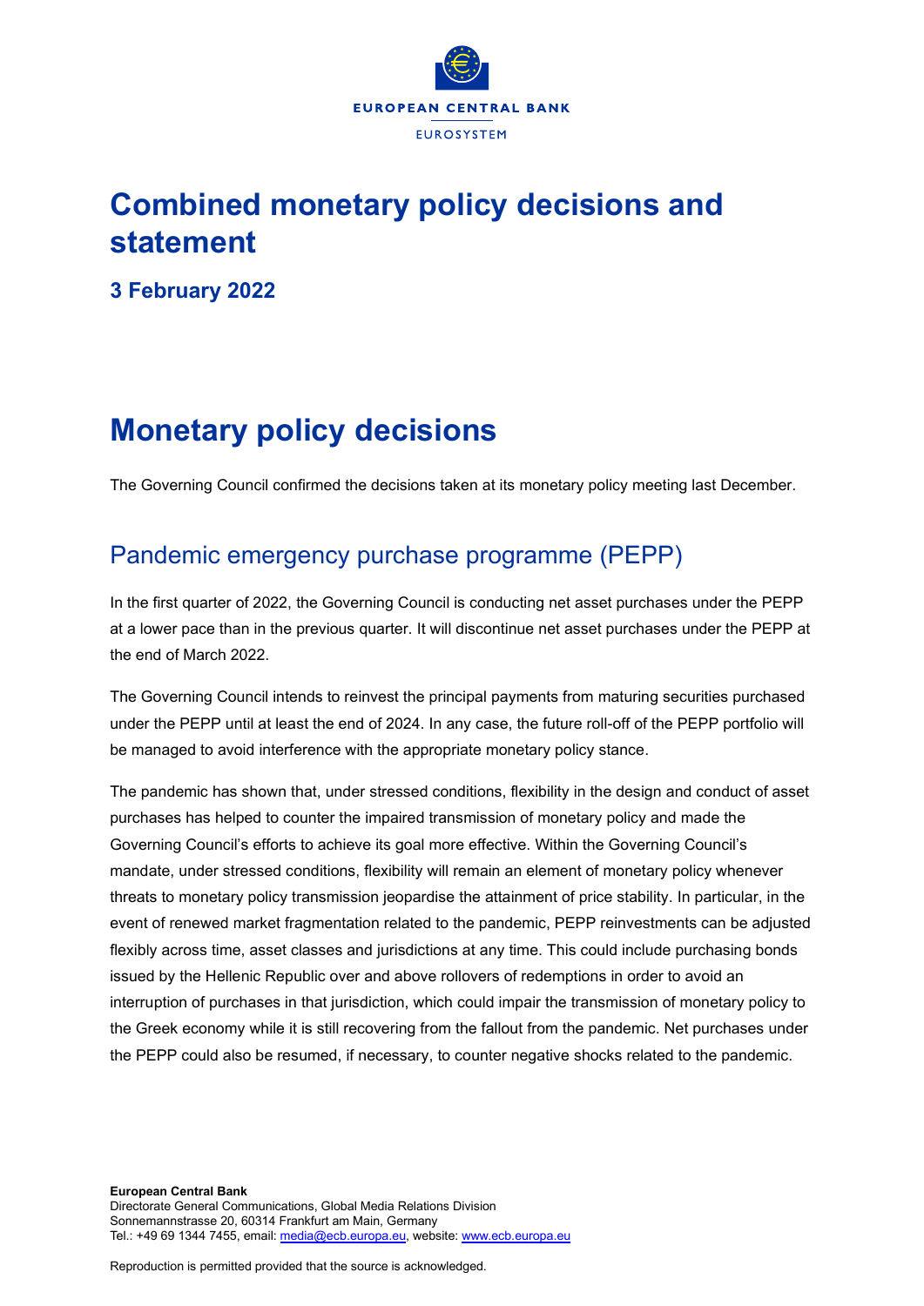# Combined monetary policy decisions and statement

**3 February 2022**

# Monetary policy decisions

The Governing Council confirmed the decisions taken at its monetary policy meeting last December.

## Pandemic emergency purchase programme (PEPP)

In the first quarter of 2022, the Governing Council is conducting net asset purchases under the PEPP at a lower pace than in the previous quarter. It will discontinue net asset purchases under the PEPP at the end of March 2022.

The Governing Council intends to reinvest the principal payments from maturing securities purchased under the PEPP until at least the end of 2024. In any case, the future roll-off of the PEPP portfolio will be managed to avoid interference with the appropriate monetary policy stance.

The pandemic has shown that, under stressed conditions, flexibility in the design and conduct of asset purchases has helped to counter the impaired transmission of monetary policy and made the Governing Council's efforts to achieve its goal more effective. Within the Governing Council's mandate, under stressed conditions, flexibility will remain an element of monetary policy whenever threats to monetary policy transmission jeopardise the attainment of price stability. In particular, in the event of renewed market fragmentation related to the pandemic, PEPP reinvestments can be adjusted flexibly across time, asset classes and jurisdictions at any time. This could include purchasing bonds issued by the Hellenic Republic over and above rollovers of redemptions in order to avoid an interruption of purchases in that jurisdiction, which could impair the transmission of monetary policy to the Greek economy while it is still recovering from the fallout from the pandemic. Net purchases under the PEPP could also be resumed, if necessary, to counter negative shocks related to the pandemic.

**European Central Bank**
Directorate General Communications, Global Media Relations Division
Sonnemannstrasse 20, 60314 Frankfurt am Main, Germany
Tel.: +49 69 1344 7455, email: media@ecb.europa.eu, website: www.ecb.europa.eu

Reproduction is permitted provided that the source is acknowledged.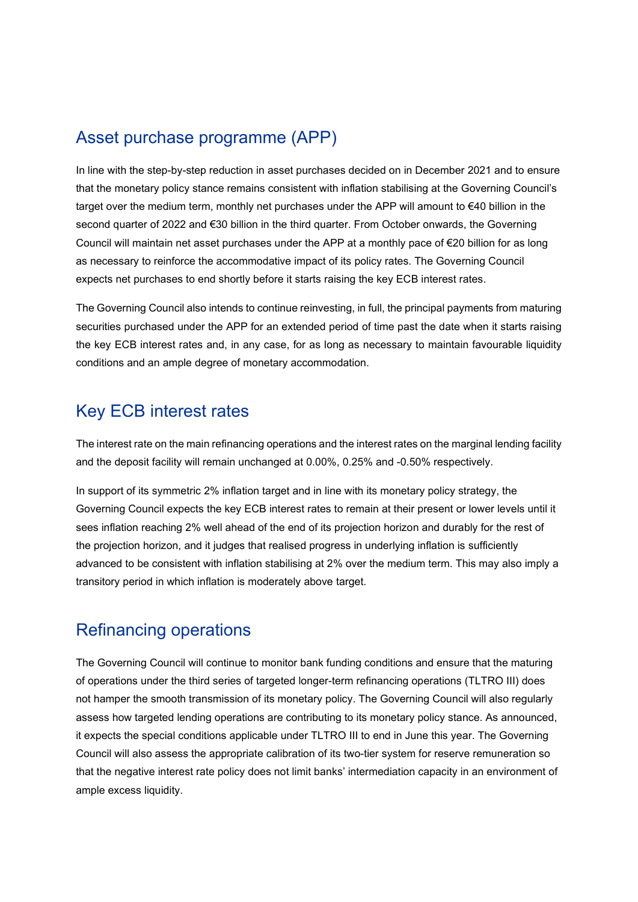## Asset purchase programme (APP)

In line with the step-by-step reduction in asset purchases decided on in December 2021 and to ensure that the monetary policy stance remains consistent with inflation stabilising at the Governing Council's target over the medium term, monthly net purchases under the APP will amount to €40 billion in the second quarter of 2022 and €30 billion in the third quarter. From October onwards, the Governing Council will maintain net asset purchases under the APP at a monthly pace of €20 billion for as long as necessary to reinforce the accommodative impact of its policy rates. The Governing Council expects net purchases to end shortly before it starts raising the key ECB interest rates.

The Governing Council also intends to continue reinvesting, in full, the principal payments from maturing securities purchased under the APP for an extended period of time past the date when it starts raising the key ECB interest rates and, in any case, for as long as necessary to maintain favourable liquidity conditions and an ample degree of monetary accommodation.

## Key ECB interest rates

The interest rate on the main refinancing operations and the interest rates on the marginal lending facility and the deposit facility will remain unchanged at 0.00%, 0.25% and -0.50% respectively.

In support of its symmetric 2% inflation target and in line with its monetary policy strategy, the Governing Council expects the key ECB interest rates to remain at their present or lower levels until it sees inflation reaching 2% well ahead of the end of its projection horizon and durably for the rest of the projection horizon, and it judges that realised progress in underlying inflation is sufficiently advanced to be consistent with inflation stabilising at 2% over the medium term. This may also imply a transitory period in which inflation is moderately above target.

## Refinancing operations

The Governing Council will continue to monitor bank funding conditions and ensure that the maturing of operations under the third series of targeted longer-term refinancing operations (TLTRO III) does not hamper the smooth transmission of its monetary policy. The Governing Council will also regularly assess how targeted lending operations are contributing to its monetary policy stance. As announced, it expects the special conditions applicable under TLTRO III to end in June this year. The Governing Council will also assess the appropriate calibration of its two-tier system for reserve remuneration so that the negative interest rate policy does not limit banks' intermediation capacity in an environment of ample excess liquidity.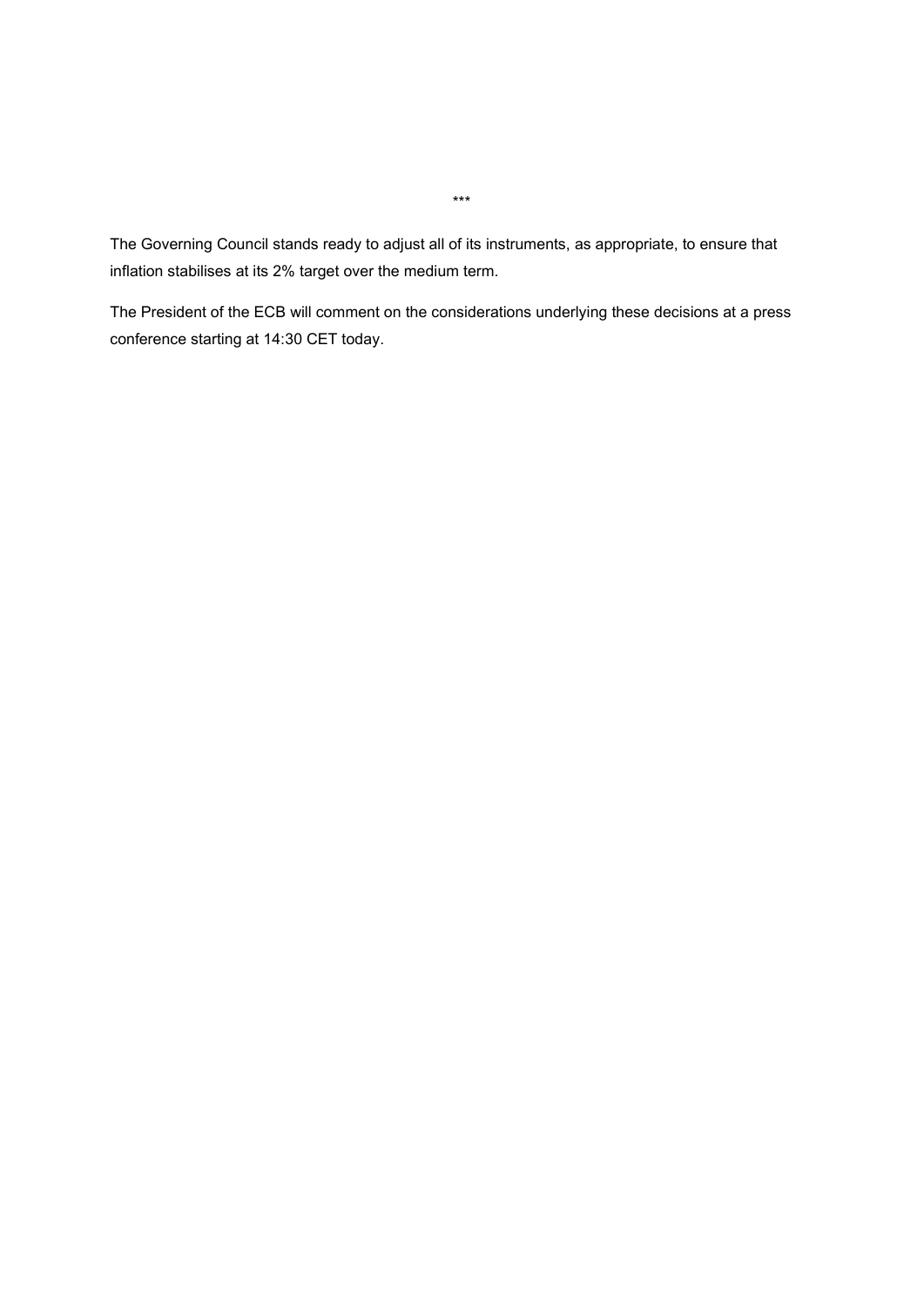***

The Governing Council stands ready to adjust all of its instruments, as appropriate, to ensure that inflation stabilises at its 2% target over the medium term.

The President of the ECB will comment on the considerations underlying these decisions at a press conference starting at 14:30 CET today.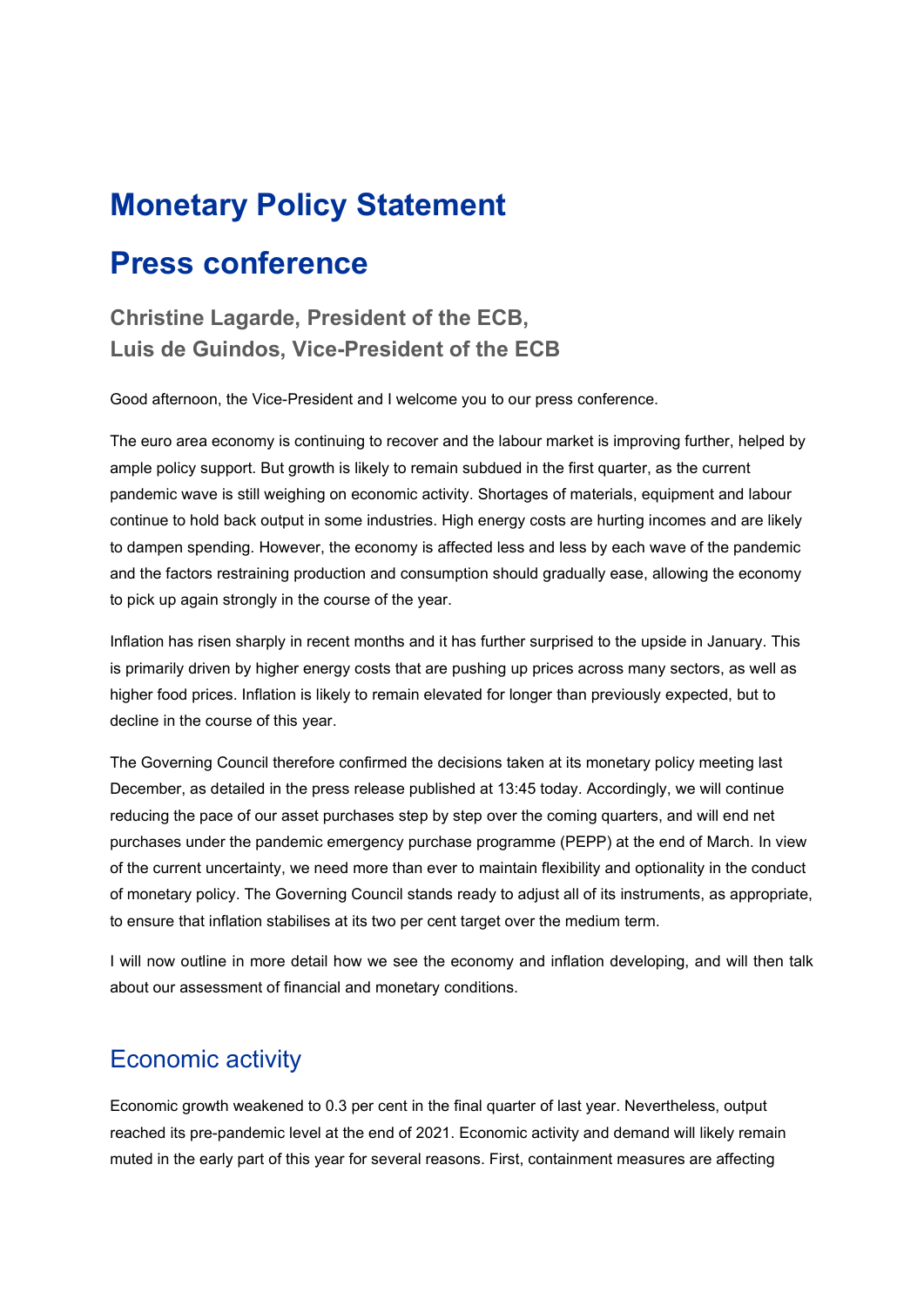# Monetary Policy Statement

# Press conference

### Christine Lagarde, President of the ECB, Luis de Guindos, Vice-President of the ECB

Good afternoon, the Vice-President and I welcome you to our press conference.

The euro area economy is continuing to recover and the labour market is improving further, helped by ample policy support. But growth is likely to remain subdued in the first quarter, as the current pandemic wave is still weighing on economic activity. Shortages of materials, equipment and labour continue to hold back output in some industries. High energy costs are hurting incomes and are likely to dampen spending. However, the economy is affected less and less by each wave of the pandemic and the factors restraining production and consumption should gradually ease, allowing the economy to pick up again strongly in the course of the year.

Inflation has risen sharply in recent months and it has further surprised to the upside in January. This is primarily driven by higher energy costs that are pushing up prices across many sectors, as well as higher food prices. Inflation is likely to remain elevated for longer than previously expected, but to decline in the course of this year.

The Governing Council therefore confirmed the decisions taken at its monetary policy meeting last December, as detailed in the press release published at 13:45 today. Accordingly, we will continue reducing the pace of our asset purchases step by step over the coming quarters, and will end net purchases under the pandemic emergency purchase programme (PEPP) at the end of March. In view of the current uncertainty, we need more than ever to maintain flexibility and optionality in the conduct of monetary policy. The Governing Council stands ready to adjust all of its instruments, as appropriate, to ensure that inflation stabilises at its two per cent target over the medium term.

I will now outline in more detail how we see the economy and inflation developing, and will then talk about our assessment of financial and monetary conditions.

## Economic activity

Economic growth weakened to 0.3 per cent in the final quarter of last year. Nevertheless, output reached its pre-pandemic level at the end of 2021. Economic activity and demand will likely remain muted in the early part of this year for several reasons. First, containment measures are affecting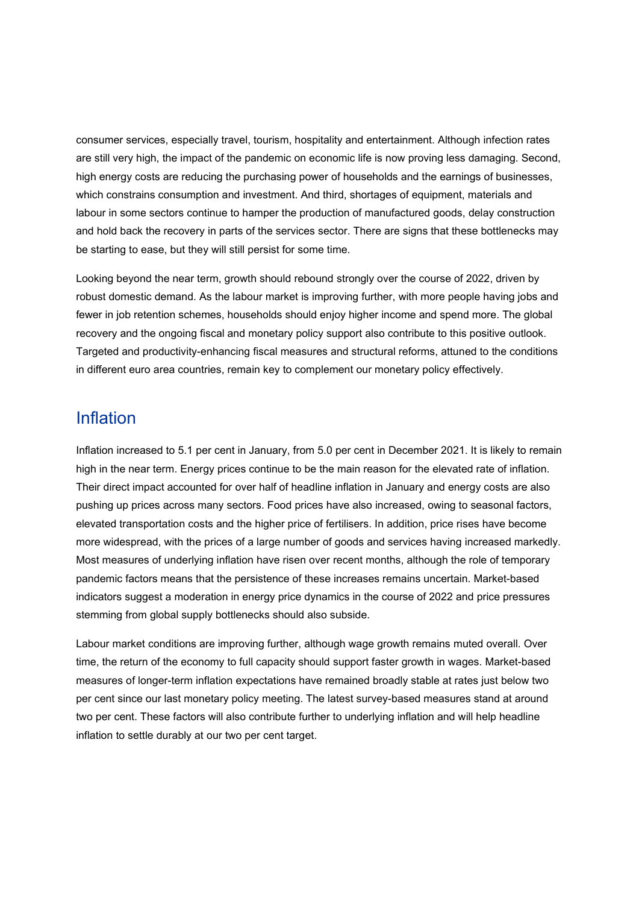consumer services, especially travel, tourism, hospitality and entertainment. Although infection rates are still very high, the impact of the pandemic on economic life is now proving less damaging. Second, high energy costs are reducing the purchasing power of households and the earnings of businesses, which constrains consumption and investment. And third, shortages of equipment, materials and labour in some sectors continue to hamper the production of manufactured goods, delay construction and hold back the recovery in parts of the services sector. There are signs that these bottlenecks may be starting to ease, but they will still persist for some time.

Looking beyond the near term, growth should rebound strongly over the course of 2022, driven by robust domestic demand. As the labour market is improving further, with more people having jobs and fewer in job retention schemes, households should enjoy higher income and spend more. The global recovery and the ongoing fiscal and monetary policy support also contribute to this positive outlook. Targeted and productivity-enhancing fiscal measures and structural reforms, attuned to the conditions in different euro area countries, remain key to complement our monetary policy effectively.

## Inflation

Inflation increased to 5.1 per cent in January, from 5.0 per cent in December 2021. It is likely to remain high in the near term. Energy prices continue to be the main reason for the elevated rate of inflation. Their direct impact accounted for over half of headline inflation in January and energy costs are also pushing up prices across many sectors. Food prices have also increased, owing to seasonal factors, elevated transportation costs and the higher price of fertilisers. In addition, price rises have become more widespread, with the prices of a large number of goods and services having increased markedly. Most measures of underlying inflation have risen over recent months, although the role of temporary pandemic factors means that the persistence of these increases remains uncertain. Market-based indicators suggest a moderation in energy price dynamics in the course of 2022 and price pressures stemming from global supply bottlenecks should also subside.

Labour market conditions are improving further, although wage growth remains muted overall. Over time, the return of the economy to full capacity should support faster growth in wages. Market-based measures of longer-term inflation expectations have remained broadly stable at rates just below two per cent since our last monetary policy meeting. The latest survey-based measures stand at around two per cent. These factors will also contribute further to underlying inflation and will help headline inflation to settle durably at our two per cent target.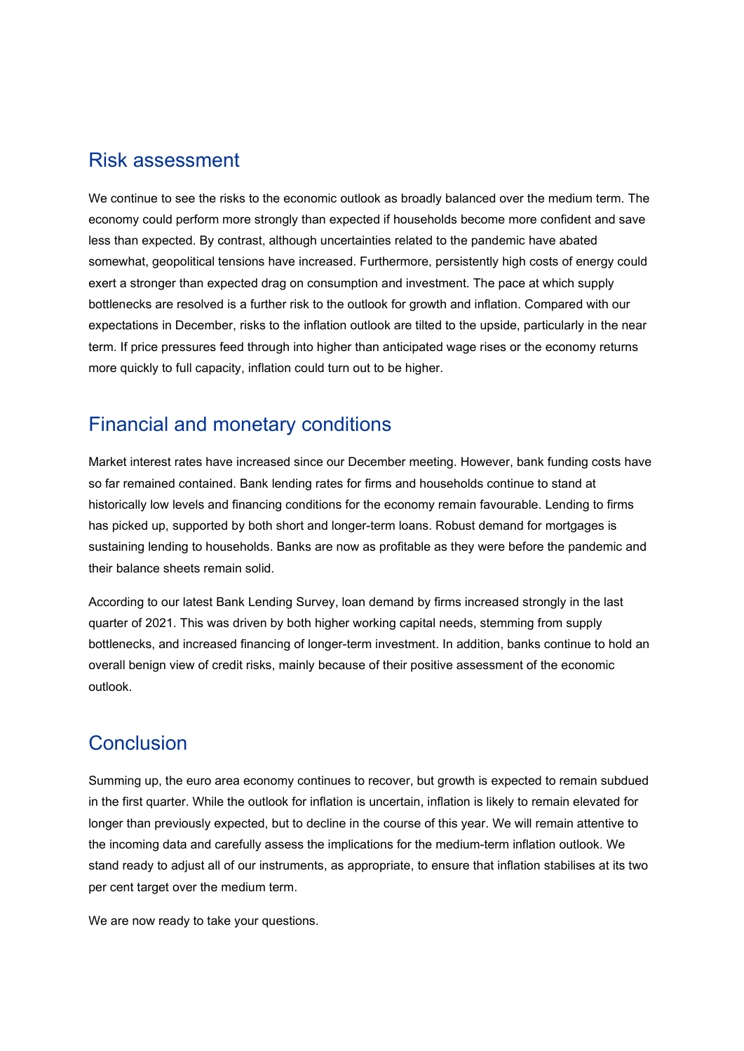## Risk assessment

We continue to see the risks to the economic outlook as broadly balanced over the medium term. The economy could perform more strongly than expected if households become more confident and save less than expected. By contrast, although uncertainties related to the pandemic have abated somewhat, geopolitical tensions have increased. Furthermore, persistently high costs of energy could exert a stronger than expected drag on consumption and investment. The pace at which supply bottlenecks are resolved is a further risk to the outlook for growth and inflation. Compared with our expectations in December, risks to the inflation outlook are tilted to the upside, particularly in the near term. If price pressures feed through into higher than anticipated wage rises or the economy returns more quickly to full capacity, inflation could turn out to be higher.

## Financial and monetary conditions

Market interest rates have increased since our December meeting. However, bank funding costs have so far remained contained. Bank lending rates for firms and households continue to stand at historically low levels and financing conditions for the economy remain favourable. Lending to firms has picked up, supported by both short and longer-term loans. Robust demand for mortgages is sustaining lending to households. Banks are now as profitable as they were before the pandemic and their balance sheets remain solid.

According to our latest Bank Lending Survey, loan demand by firms increased strongly in the last quarter of 2021. This was driven by both higher working capital needs, stemming from supply bottlenecks, and increased financing of longer-term investment. In addition, banks continue to hold an overall benign view of credit risks, mainly because of their positive assessment of the economic outlook.

## Conclusion

Summing up, the euro area economy continues to recover, but growth is expected to remain subdued in the first quarter. While the outlook for inflation is uncertain, inflation is likely to remain elevated for longer than previously expected, but to decline in the course of this year. We will remain attentive to the incoming data and carefully assess the implications for the medium-term inflation outlook. We stand ready to adjust all of our instruments, as appropriate, to ensure that inflation stabilises at its two per cent target over the medium term.

We are now ready to take your questions.